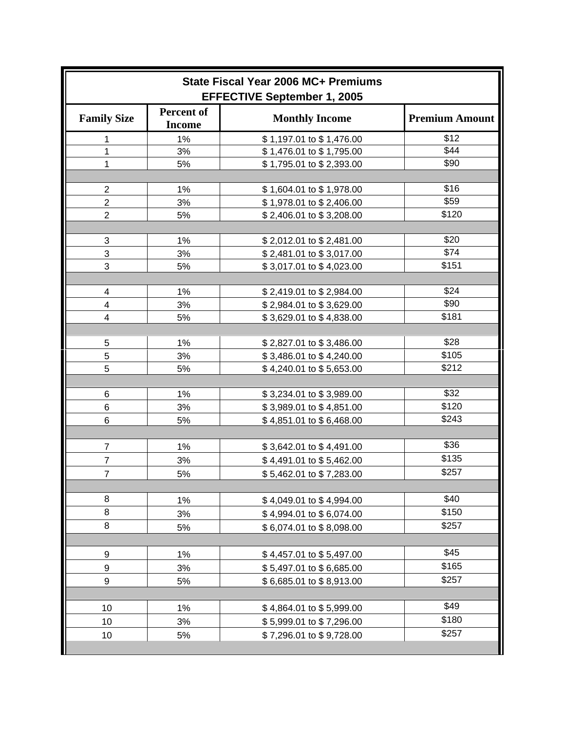## State Fiscal Year 2006 MC+ Premiums
## EFFECTIVE September 1, 2005

| Family Size | Percent of Income | Monthly Income | Premium Amount |
|---|---|---|---|
| 1 | 1% | $ 1,197.01 to $ 1,476.00 | $12 |
| 1 | 3% | $ 1,476.01 to $ 1,795.00 | $44 |
| 1 | 5% | $ 1,795.01 to $ 2,393.00 | $90 |
| | | | |
| 2 | 1% | $ 1,604.01 to $ 1,978.00 | $16 |
| 2 | 3% | $ 1,978.01 to $ 2,406.00 | $59 |
| 2 | 5% | $ 2,406.01 to $ 3,208.00 | $120 |
| | | | |
| 3 | 1% | $ 2,012.01 to $ 2,481.00 | $20 |
| 3 | 3% | $ 2,481.01 to $ 3,017.00 | $74 |
| 3 | 5% | $ 3,017.01 to $ 4,023.00 | $151 |
| | | | |
| 4 | 1% | $ 2,419.01 to $ 2,984.00 | $24 |
| 4 | 3% | $ 2,984.01 to $ 3,629.00 | $90 |
| 4 | 5% | $ 3,629.01 to $ 4,838.00 | $181 |
| | | | |
| 5 | 1% | $ 2,827.01 to $ 3,486.00 | $28 |
| 5 | 3% | $ 3,486.01 to $ 4,240.00 | $105 |
| 5 | 5% | $ 4,240.01 to $ 5,653.00 | $212 |
| | | | |
| 6 | 1% | $ 3,234.01 to $ 3,989.00 | $32 |
| 6 | 3% | $ 3,989.01 to $ 4,851.00 | $120 |
| 6 | 5% | $ 4,851.01 to $ 6,468.00 | $243 |
| | | | |
| 7 | 1% | $ 3,642.01 to $ 4,491.00 | $36 |
| 7 | 3% | $ 4,491.01 to $ 5,462.00 | $135 |
| 7 | 5% | $ 5,462.01 to $ 7,283.00 | $257 |
| | | | |
| 8 | 1% | $ 4,049.01 to $ 4,994.00 | $40 |
| 8 | 3% | $ 4,994.01 to $ 6,074.00 | $150 |
| 8 | 5% | $ 6,074.01 to $ 8,098.00 | $257 |
| | | | |
| 9 | 1% | $ 4,457.01 to $ 5,497.00 | $45 |
| 9 | 3% | $ 5,497.01 to $ 6,685.00 | $165 |
| 9 | 5% | $ 6,685.01 to $ 8,913.00 | $257 |
| | | | |
| 10 | 1% | $ 4,864.01 to $ 5,999.00 | $49 |
| 10 | 3% | $ 5,999.01 to $ 7,296.00 | $180 |
| 10 | 5% | $ 7,296.01 to $ 9,728.00 | $257 |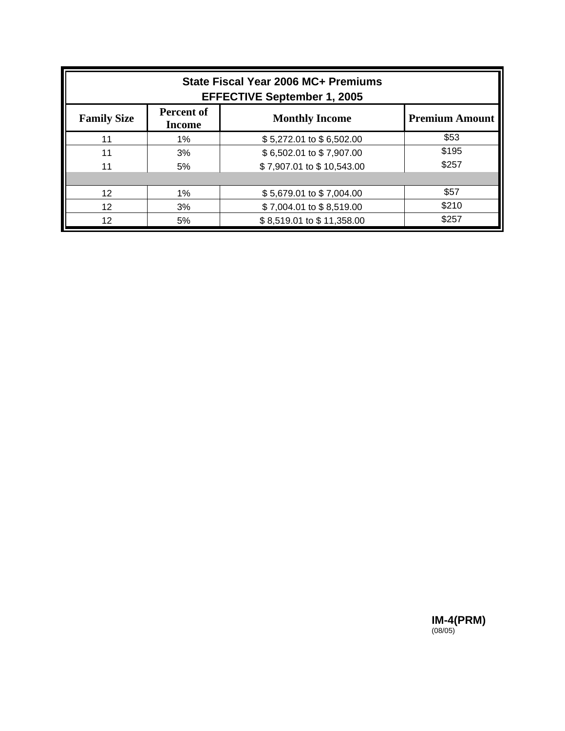| State Fiscal Year 2006 MC+ Premiums<br>EFFECTIVE September 1, 2005 | | | |
|---|---|---|---|
| **Family Size** | **Percent of Income** | **Monthly Income** | **Premium Amount** |
| 11 | 1% | $ 5,272.01 to $ 6,502.00 | $53 |
| 11 | 3% | $ 6,502.01 to $ 7,907.00 | $195 |
| 11 | 5% | $ 7,907.01 to $ 10,543.00 | $257 |
| | | | |
| 12 | 1% | $ 5,679.01 to $ 7,004.00 | $57 |
| 12 | 3% | $ 7,004.01 to $ 8,519.00 | $210 |
| 12 | 5% | $ 8,519.01 to $ 11,358.00 | $257 |

**IM-4(PRM)**
(08/05)